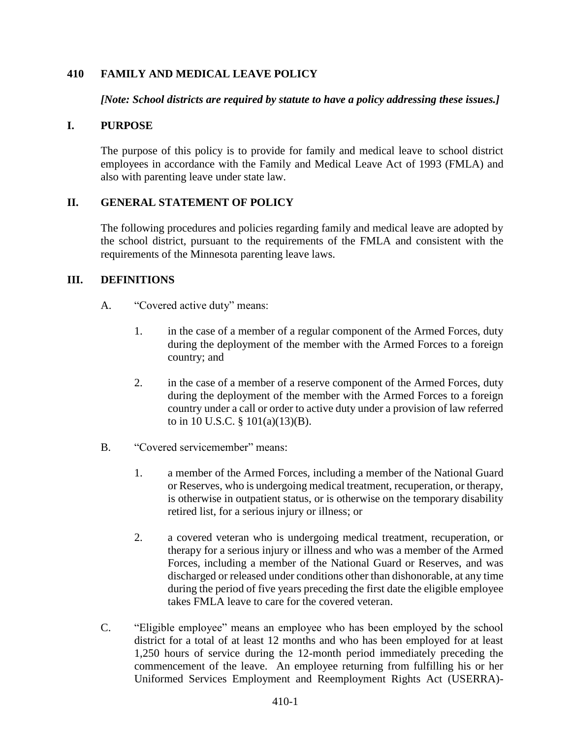# 410 FAMILY AND MEDICAL LEAVE POLICY

***[Note: School districts are required by statute to have a policy addressing these issues.]***

## I. PURPOSE

The purpose of this policy is to provide for family and medical leave to school district employees in accordance with the Family and Medical Leave Act of 1993 (FMLA) and also with parenting leave under state law.

## II. GENERAL STATEMENT OF POLICY

The following procedures and policies regarding family and medical leave are adopted by the school district, pursuant to the requirements of the FMLA and consistent with the requirements of the Minnesota parenting leave laws.

## III. DEFINITIONS

A. "Covered active duty" means:

1. in the case of a member of a regular component of the Armed Forces, duty during the deployment of the member with the Armed Forces to a foreign country; and

2. in the case of a member of a reserve component of the Armed Forces, duty during the deployment of the member with the Armed Forces to a foreign country under a call or order to active duty under a provision of law referred to in 10 U.S.C. § 101(a)(13)(B).

B. "Covered servicemember" means:

1. a member of the Armed Forces, including a member of the National Guard or Reserves, who is undergoing medical treatment, recuperation, or therapy, is otherwise in outpatient status, or is otherwise on the temporary disability retired list, for a serious injury or illness; or

2. a covered veteran who is undergoing medical treatment, recuperation, or therapy for a serious injury or illness and who was a member of the Armed Forces, including a member of the National Guard or Reserves, and was discharged or released under conditions other than dishonorable, at any time during the period of five years preceding the first date the eligible employee takes FMLA leave to care for the covered veteran.

C. "Eligible employee" means an employee who has been employed by the school district for a total of at least 12 months and who has been employed for at least 1,250 hours of service during the 12-month period immediately preceding the commencement of the leave. An employee returning from fulfilling his or her Uniformed Services Employment and Reemployment Rights Act (USERRA)-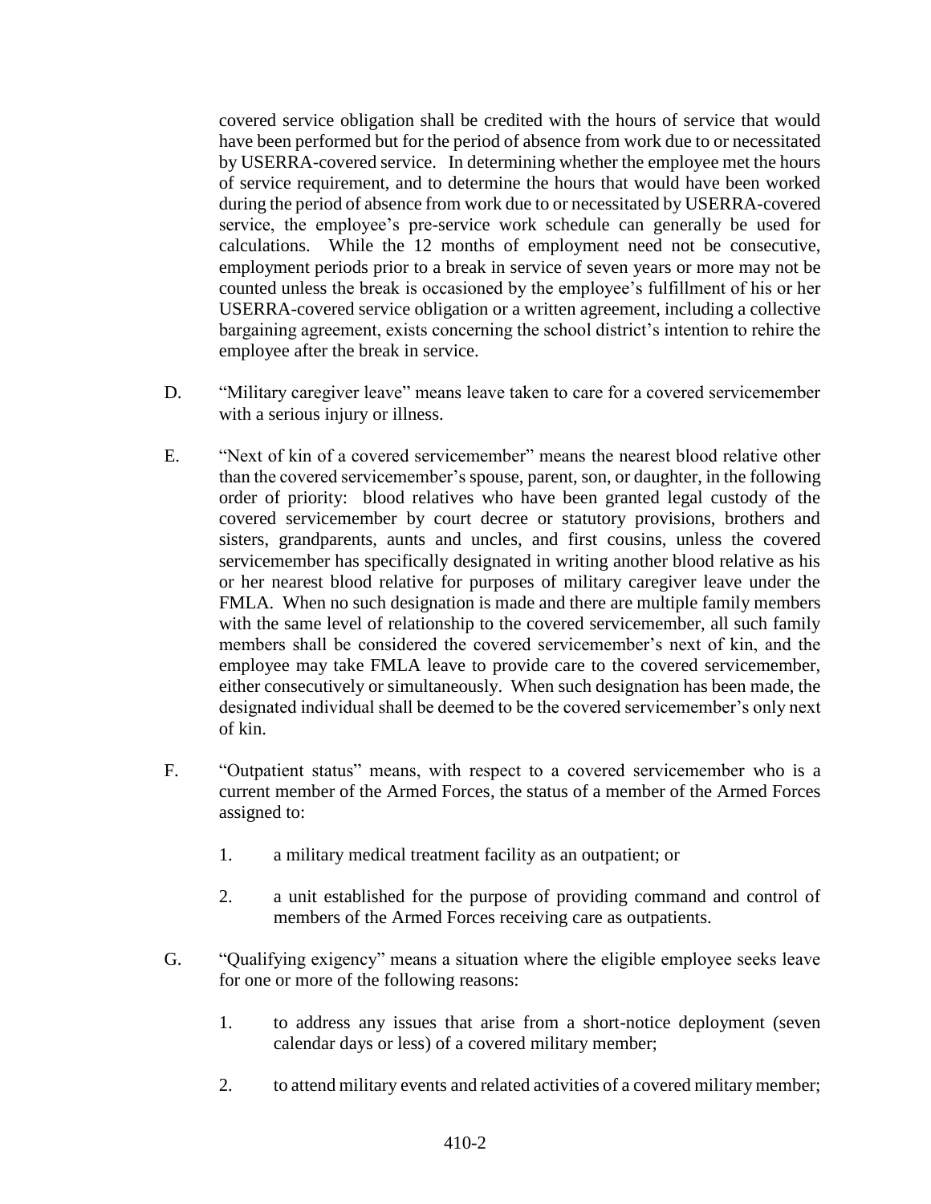covered service obligation shall be credited with the hours of service that would have been performed but for the period of absence from work due to or necessitated by USERRA-covered service. In determining whether the employee met the hours of service requirement, and to determine the hours that would have been worked during the period of absence from work due to or necessitated by USERRA-covered service, the employee's pre-service work schedule can generally be used for calculations. While the 12 months of employment need not be consecutive, employment periods prior to a break in service of seven years or more may not be counted unless the break is occasioned by the employee's fulfillment of his or her USERRA-covered service obligation or a written agreement, including a collective bargaining agreement, exists concerning the school district's intention to rehire the employee after the break in service.

D. "Military caregiver leave" means leave taken to care for a covered servicemember with a serious injury or illness.

E. "Next of kin of a covered servicemember" means the nearest blood relative other than the covered servicemember's spouse, parent, son, or daughter, in the following order of priority: blood relatives who have been granted legal custody of the covered servicemember by court decree or statutory provisions, brothers and sisters, grandparents, aunts and uncles, and first cousins, unless the covered servicemember has specifically designated in writing another blood relative as his or her nearest blood relative for purposes of military caregiver leave under the FMLA. When no such designation is made and there are multiple family members with the same level of relationship to the covered servicemember, all such family members shall be considered the covered servicemember's next of kin, and the employee may take FMLA leave to provide care to the covered servicemember, either consecutively or simultaneously. When such designation has been made, the designated individual shall be deemed to be the covered servicemember's only next of kin.

F. "Outpatient status" means, with respect to a covered servicemember who is a current member of the Armed Forces, the status of a member of the Armed Forces assigned to:

1. a military medical treatment facility as an outpatient; or

2. a unit established for the purpose of providing command and control of members of the Armed Forces receiving care as outpatients.

G. "Qualifying exigency" means a situation where the eligible employee seeks leave for one or more of the following reasons:

1. to address any issues that arise from a short-notice deployment (seven calendar days or less) of a covered military member;

2. to attend military events and related activities of a covered military member;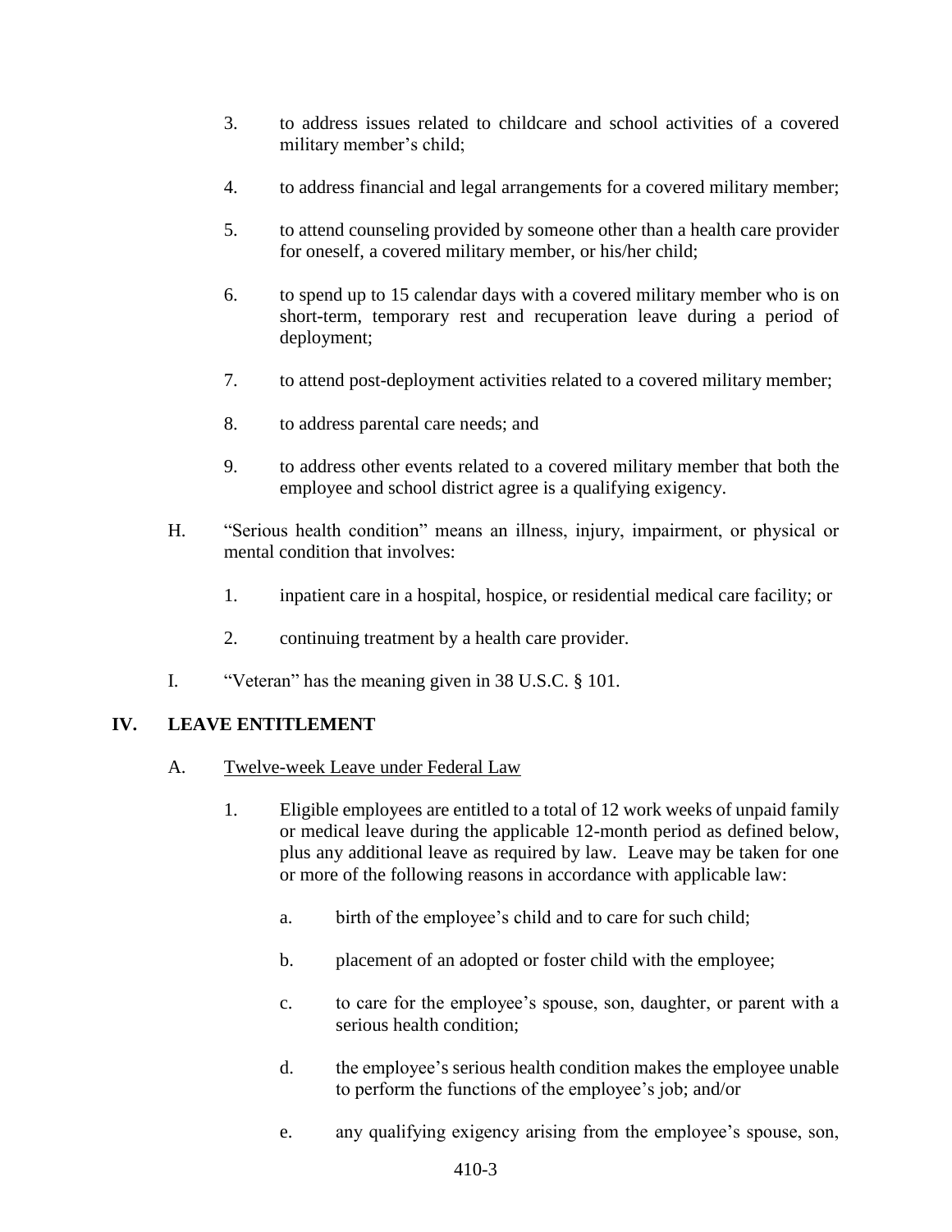3. to address issues related to childcare and school activities of a covered military member's child;

4. to address financial and legal arrangements for a covered military member;

5. to attend counseling provided by someone other than a health care provider for oneself, a covered military member, or his/her child;

6. to spend up to 15 calendar days with a covered military member who is on short-term, temporary rest and recuperation leave during a period of deployment;

7. to attend post-deployment activities related to a covered military member;

8. to address parental care needs; and

9. to address other events related to a covered military member that both the employee and school district agree is a qualifying exigency.

H. "Serious health condition" means an illness, injury, impairment, or physical or mental condition that involves:

   1. inpatient care in a hospital, hospice, or residential medical care facility; or

   2. continuing treatment by a health care provider.

I. "Veteran" has the meaning given in 38 U.S.C. § 101.

## IV. LEAVE ENTITLEMENT

A. Twelve-week Leave under Federal Law

   1. Eligible employees are entitled to a total of 12 work weeks of unpaid family or medical leave during the applicable 12-month period as defined below, plus any additional leave as required by law. Leave may be taken for one or more of the following reasons in accordance with applicable law:

      a. birth of the employee's child and to care for such child;

      b. placement of an adopted or foster child with the employee;

      c. to care for the employee's spouse, son, daughter, or parent with a serious health condition;

      d. the employee's serious health condition makes the employee unable to perform the functions of the employee's job; and/or

      e. any qualifying exigency arising from the employee's spouse, son,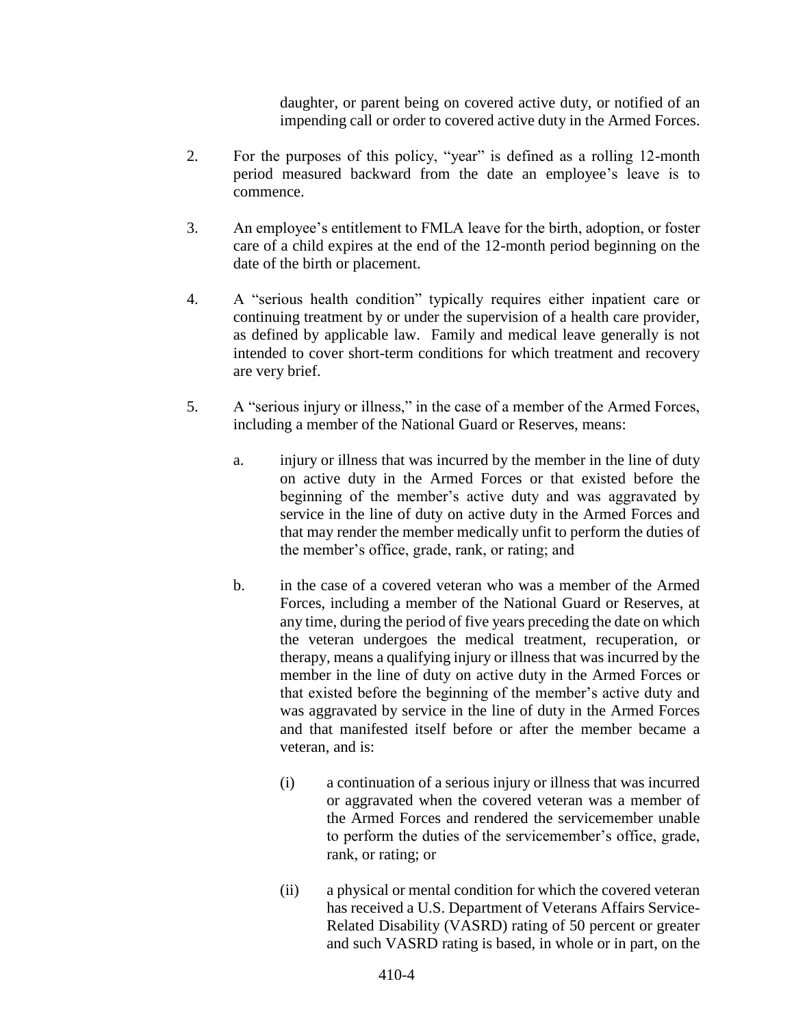daughter, or parent being on covered active duty, or notified of an impending call or order to covered active duty in the Armed Forces.

2. For the purposes of this policy, "year" is defined as a rolling 12-month period measured backward from the date an employee's leave is to commence.

3. An employee's entitlement to FMLA leave for the birth, adoption, or foster care of a child expires at the end of the 12-month period beginning on the date of the birth or placement.

4. A "serious health condition" typically requires either inpatient care or continuing treatment by or under the supervision of a health care provider, as defined by applicable law. Family and medical leave generally is not intended to cover short-term conditions for which treatment and recovery are very brief.

5. A "serious injury or illness," in the case of a member of the Armed Forces, including a member of the National Guard or Reserves, means:

   a. injury or illness that was incurred by the member in the line of duty on active duty in the Armed Forces or that existed before the beginning of the member's active duty and was aggravated by service in the line of duty on active duty in the Armed Forces and that may render the member medically unfit to perform the duties of the member's office, grade, rank, or rating; and

   b. in the case of a covered veteran who was a member of the Armed Forces, including a member of the National Guard or Reserves, at any time, during the period of five years preceding the date on which the veteran undergoes the medical treatment, recuperation, or therapy, means a qualifying injury or illness that was incurred by the member in the line of duty on active duty in the Armed Forces or that existed before the beginning of the member's active duty and was aggravated by service in the line of duty in the Armed Forces and that manifested itself before or after the member became a veteran, and is:

      (i) a continuation of a serious injury or illness that was incurred or aggravated when the covered veteran was a member of the Armed Forces and rendered the servicemember unable to perform the duties of the servicemember's office, grade, rank, or rating; or

      (ii) a physical or mental condition for which the covered veteran has received a U.S. Department of Veterans Affairs Service-Related Disability (VASRD) rating of 50 percent or greater and such VASRD rating is based, in whole or in part, on the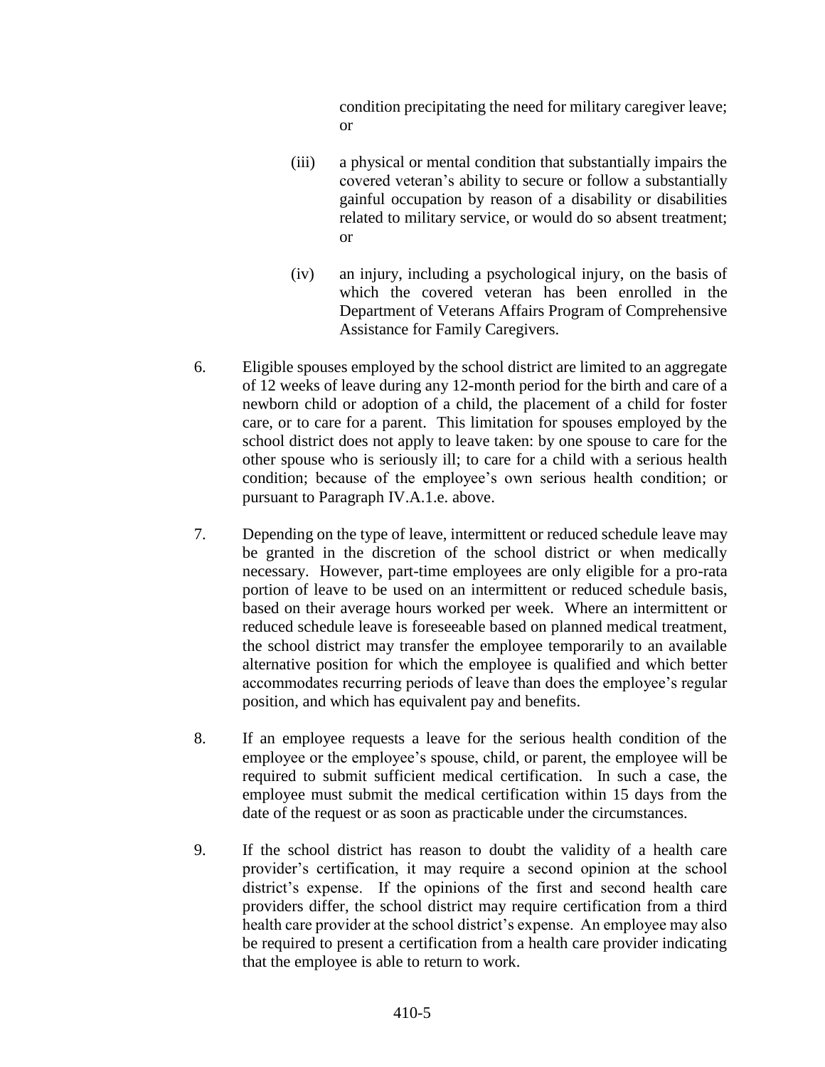condition precipitating the need for military caregiver leave; or

(iii) a physical or mental condition that substantially impairs the covered veteran's ability to secure or follow a substantially gainful occupation by reason of a disability or disabilities related to military service, or would do so absent treatment; or

(iv) an injury, including a psychological injury, on the basis of which the covered veteran has been enrolled in the Department of Veterans Affairs Program of Comprehensive Assistance for Family Caregivers.

6. Eligible spouses employed by the school district are limited to an aggregate of 12 weeks of leave during any 12-month period for the birth and care of a newborn child or adoption of a child, the placement of a child for foster care, or to care for a parent. This limitation for spouses employed by the school district does not apply to leave taken: by one spouse to care for the other spouse who is seriously ill; to care for a child with a serious health condition; because of the employee's own serious health condition; or pursuant to Paragraph IV.A.1.e. above.

7. Depending on the type of leave, intermittent or reduced schedule leave may be granted in the discretion of the school district or when medically necessary. However, part-time employees are only eligible for a pro-rata portion of leave to be used on an intermittent or reduced schedule basis, based on their average hours worked per week. Where an intermittent or reduced schedule leave is foreseeable based on planned medical treatment, the school district may transfer the employee temporarily to an available alternative position for which the employee is qualified and which better accommodates recurring periods of leave than does the employee's regular position, and which has equivalent pay and benefits.

8. If an employee requests a leave for the serious health condition of the employee or the employee's spouse, child, or parent, the employee will be required to submit sufficient medical certification. In such a case, the employee must submit the medical certification within 15 days from the date of the request or as soon as practicable under the circumstances.

9. If the school district has reason to doubt the validity of a health care provider's certification, it may require a second opinion at the school district's expense. If the opinions of the first and second health care providers differ, the school district may require certification from a third health care provider at the school district's expense. An employee may also be required to present a certification from a health care provider indicating that the employee is able to return to work.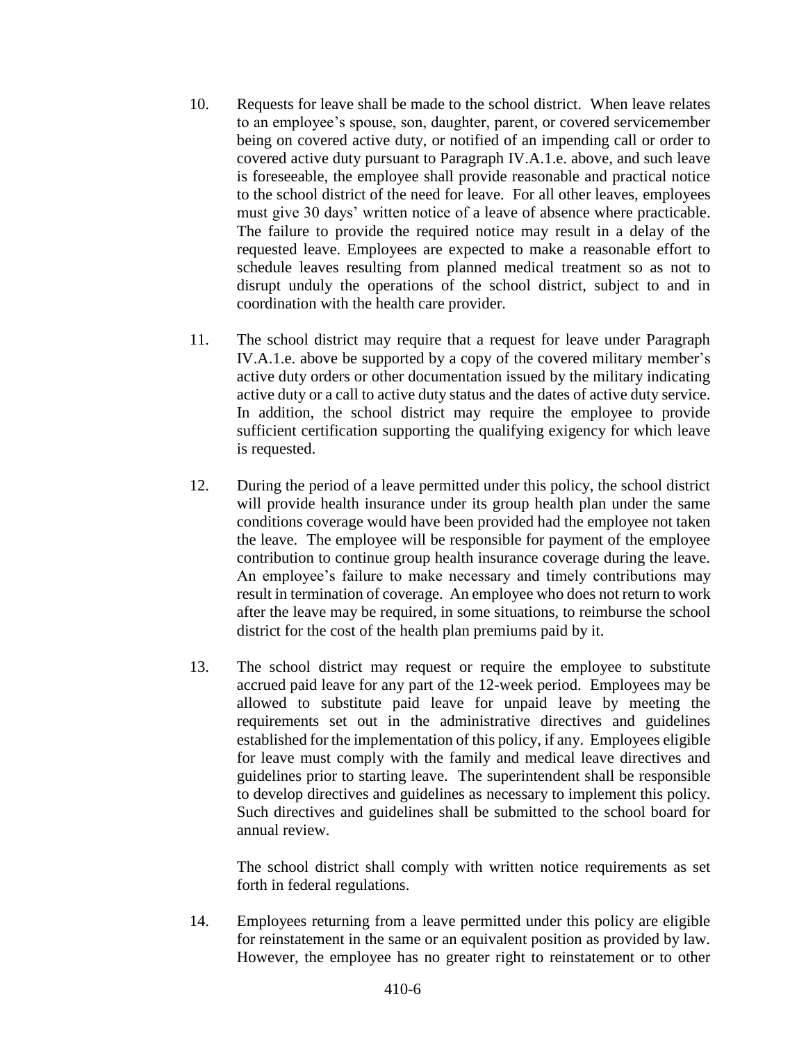10. Requests for leave shall be made to the school district. When leave relates to an employee's spouse, son, daughter, parent, or covered servicemember being on covered active duty, or notified of an impending call or order to covered active duty pursuant to Paragraph IV.A.1.e. above, and such leave is foreseeable, the employee shall provide reasonable and practical notice to the school district of the need for leave. For all other leaves, employees must give 30 days' written notice of a leave of absence where practicable. The failure to provide the required notice may result in a delay of the requested leave. Employees are expected to make a reasonable effort to schedule leaves resulting from planned medical treatment so as not to disrupt unduly the operations of the school district, subject to and in coordination with the health care provider.

11. The school district may require that a request for leave under Paragraph IV.A.1.e. above be supported by a copy of the covered military member's active duty orders or other documentation issued by the military indicating active duty or a call to active duty status and the dates of active duty service. In addition, the school district may require the employee to provide sufficient certification supporting the qualifying exigency for which leave is requested.

12. During the period of a leave permitted under this policy, the school district will provide health insurance under its group health plan under the same conditions coverage would have been provided had the employee not taken the leave. The employee will be responsible for payment of the employee contribution to continue group health insurance coverage during the leave. An employee's failure to make necessary and timely contributions may result in termination of coverage. An employee who does not return to work after the leave may be required, in some situations, to reimburse the school district for the cost of the health plan premiums paid by it.

13. The school district may request or require the employee to substitute accrued paid leave for any part of the 12-week period. Employees may be allowed to substitute paid leave for unpaid leave by meeting the requirements set out in the administrative directives and guidelines established for the implementation of this policy, if any. Employees eligible for leave must comply with the family and medical leave directives and guidelines prior to starting leave. The superintendent shall be responsible to develop directives and guidelines as necessary to implement this policy. Such directives and guidelines shall be submitted to the school board for annual review.

    The school district shall comply with written notice requirements as set forth in federal regulations.

14. Employees returning from a leave permitted under this policy are eligible for reinstatement in the same or an equivalent position as provided by law. However, the employee has no greater right to reinstatement or to other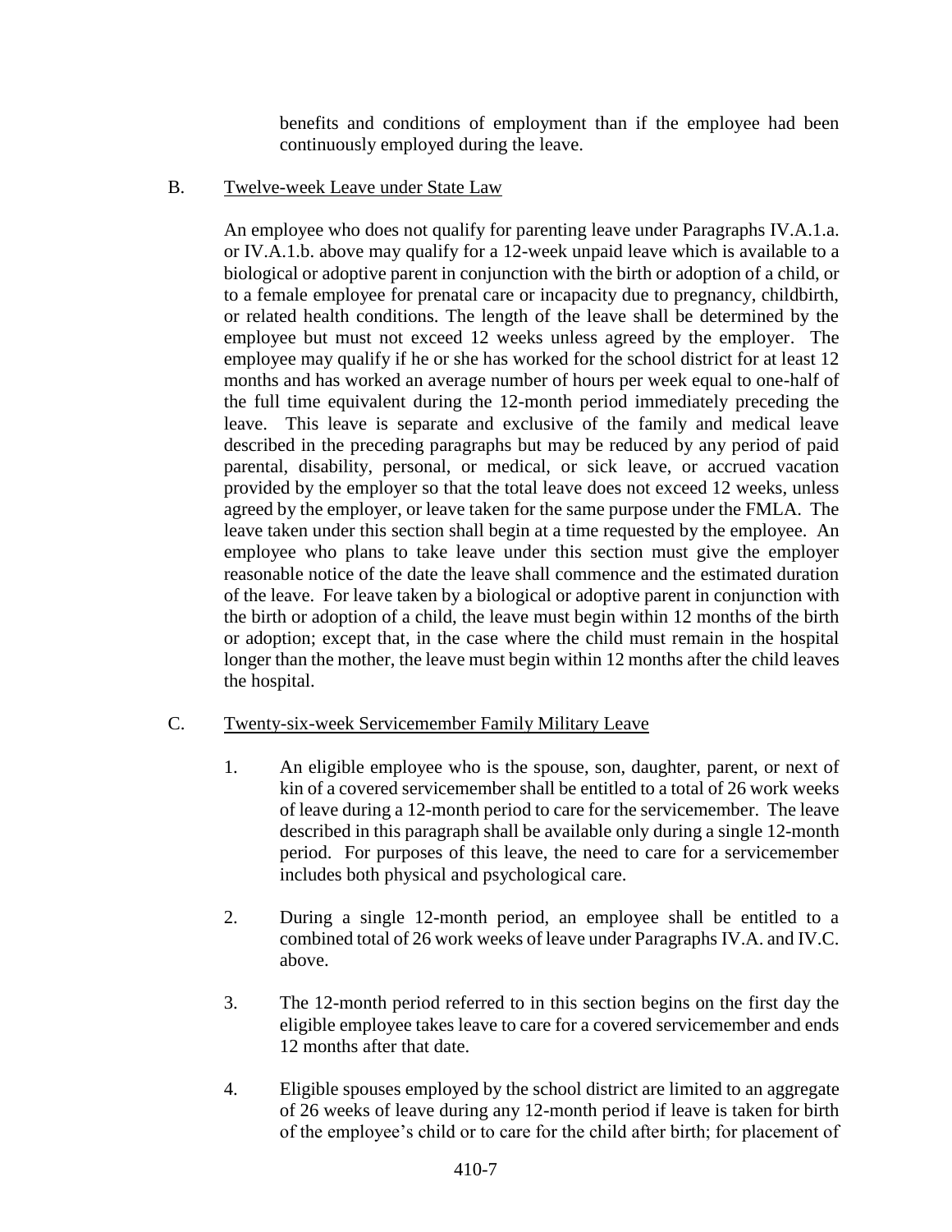benefits and conditions of employment than if the employee had been continuously employed during the leave.

B. Twelve-week Leave under State Law

An employee who does not qualify for parenting leave under Paragraphs IV.A.1.a. or IV.A.1.b. above may qualify for a 12-week unpaid leave which is available to a biological or adoptive parent in conjunction with the birth or adoption of a child, or to a female employee for prenatal care or incapacity due to pregnancy, childbirth, or related health conditions. The length of the leave shall be determined by the employee but must not exceed 12 weeks unless agreed by the employer. The employee may qualify if he or she has worked for the school district for at least 12 months and has worked an average number of hours per week equal to one-half of the full time equivalent during the 12-month period immediately preceding the leave. This leave is separate and exclusive of the family and medical leave described in the preceding paragraphs but may be reduced by any period of paid parental, disability, personal, or medical, or sick leave, or accrued vacation provided by the employer so that the total leave does not exceed 12 weeks, unless agreed by the employer, or leave taken for the same purpose under the FMLA. The leave taken under this section shall begin at a time requested by the employee. An employee who plans to take leave under this section must give the employer reasonable notice of the date the leave shall commence and the estimated duration of the leave. For leave taken by a biological or adoptive parent in conjunction with the birth or adoption of a child, the leave must begin within 12 months of the birth or adoption; except that, in the case where the child must remain in the hospital longer than the mother, the leave must begin within 12 months after the child leaves the hospital.

C. Twenty-six-week Servicemember Family Military Leave

1. An eligible employee who is the spouse, son, daughter, parent, or next of kin of a covered servicemember shall be entitled to a total of 26 work weeks of leave during a 12-month period to care for the servicemember. The leave described in this paragraph shall be available only during a single 12-month period. For purposes of this leave, the need to care for a servicemember includes both physical and psychological care.

2. During a single 12-month period, an employee shall be entitled to a combined total of 26 work weeks of leave under Paragraphs IV.A. and IV.C. above.

3. The 12-month period referred to in this section begins on the first day the eligible employee takes leave to care for a covered servicemember and ends 12 months after that date.

4. Eligible spouses employed by the school district are limited to an aggregate of 26 weeks of leave during any 12-month period if leave is taken for birth of the employee's child or to care for the child after birth; for placement of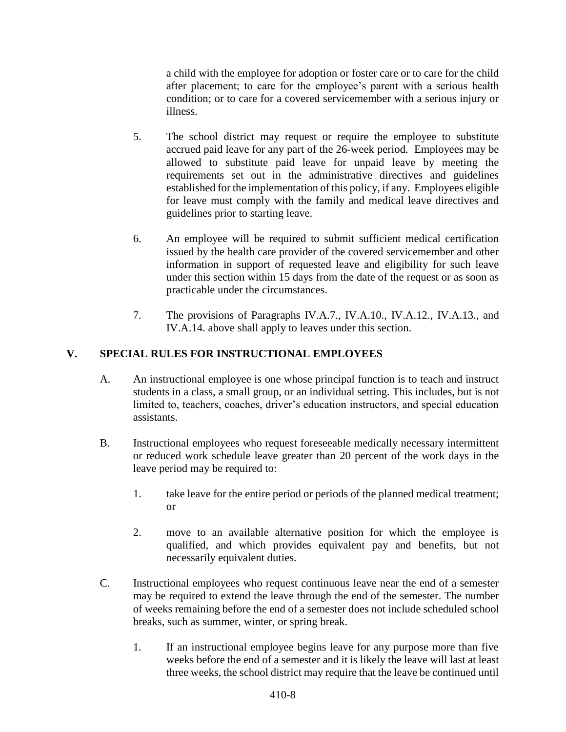a child with the employee for adoption or foster care or to care for the child after placement; to care for the employee's parent with a serious health condition; or to care for a covered servicemember with a serious injury or illness.

5. The school district may request or require the employee to substitute accrued paid leave for any part of the 26-week period. Employees may be allowed to substitute paid leave for unpaid leave by meeting the requirements set out in the administrative directives and guidelines established for the implementation of this policy, if any. Employees eligible for leave must comply with the family and medical leave directives and guidelines prior to starting leave.

6. An employee will be required to submit sufficient medical certification issued by the health care provider of the covered servicemember and other information in support of requested leave and eligibility for such leave under this section within 15 days from the date of the request or as soon as practicable under the circumstances.

7. The provisions of Paragraphs IV.A.7., IV.A.10., IV.A.12., IV.A.13., and IV.A.14. above shall apply to leaves under this section.

## V. SPECIAL RULES FOR INSTRUCTIONAL EMPLOYEES

A. An instructional employee is one whose principal function is to teach and instruct students in a class, a small group, or an individual setting. This includes, but is not limited to, teachers, coaches, driver's education instructors, and special education assistants.

B. Instructional employees who request foreseeable medically necessary intermittent or reduced work schedule leave greater than 20 percent of the work days in the leave period may be required to:

1. take leave for the entire period or periods of the planned medical treatment; or

2. move to an available alternative position for which the employee is qualified, and which provides equivalent pay and benefits, but not necessarily equivalent duties.

C. Instructional employees who request continuous leave near the end of a semester may be required to extend the leave through the end of the semester. The number of weeks remaining before the end of a semester does not include scheduled school breaks, such as summer, winter, or spring break.

1. If an instructional employee begins leave for any purpose more than five weeks before the end of a semester and it is likely the leave will last at least three weeks, the school district may require that the leave be continued until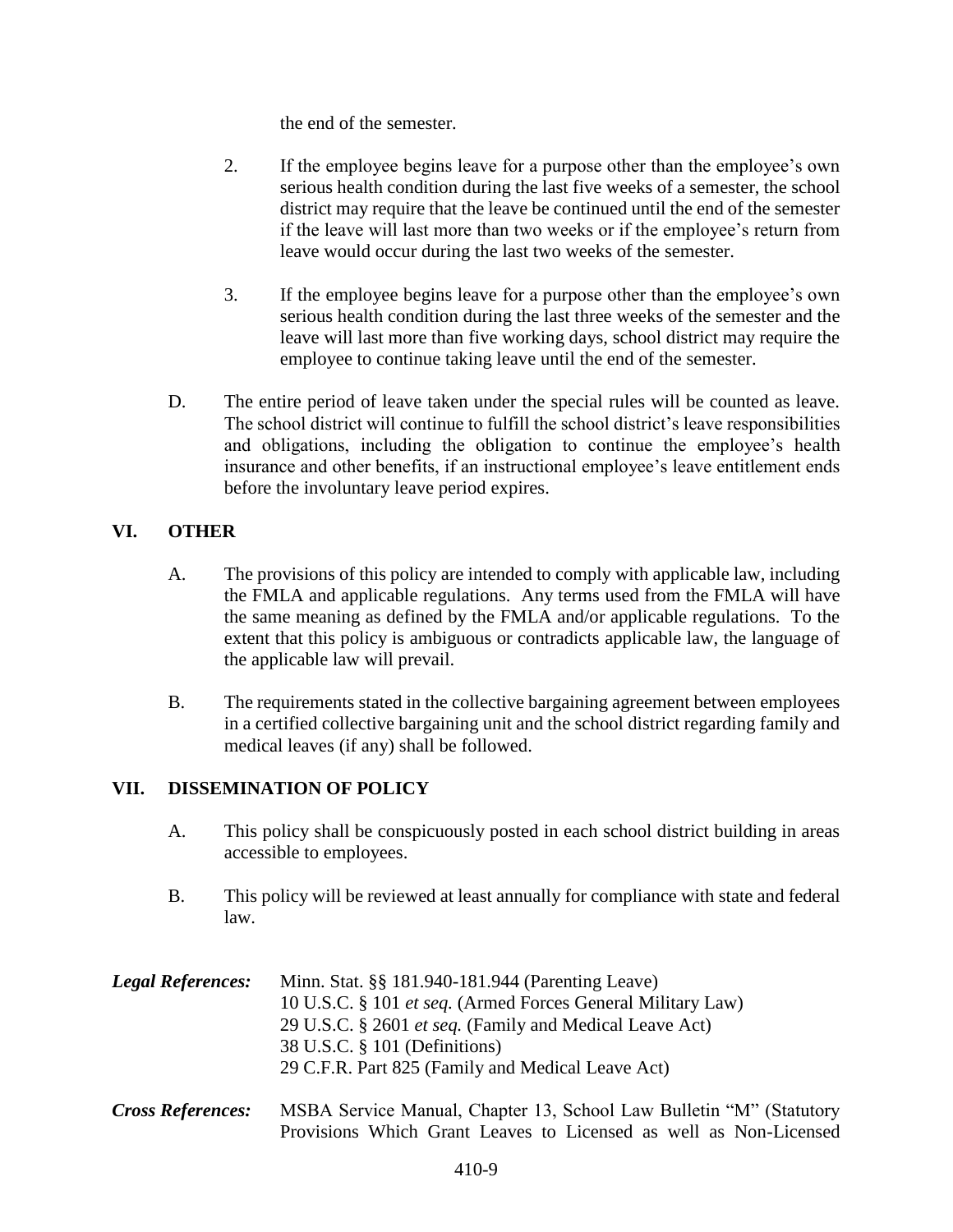the end of the semester.

2. If the employee begins leave for a purpose other than the employee's own serious health condition during the last five weeks of a semester, the school district may require that the leave be continued until the end of the semester if the leave will last more than two weeks or if the employee's return from leave would occur during the last two weeks of the semester.

3. If the employee begins leave for a purpose other than the employee's own serious health condition during the last three weeks of the semester and the leave will last more than five working days, school district may require the employee to continue taking leave until the end of the semester.

D. The entire period of leave taken under the special rules will be counted as leave. The school district will continue to fulfill the school district's leave responsibilities and obligations, including the obligation to continue the employee's health insurance and other benefits, if an instructional employee's leave entitlement ends before the involuntary leave period expires.

## VI. OTHER

A. The provisions of this policy are intended to comply with applicable law, including the FMLA and applicable regulations. Any terms used from the FMLA will have the same meaning as defined by the FMLA and/or applicable regulations. To the extent that this policy is ambiguous or contradicts applicable law, the language of the applicable law will prevail.

B. The requirements stated in the collective bargaining agreement between employees in a certified collective bargaining unit and the school district regarding family and medical leaves (if any) shall be followed.

## VII. DISSEMINATION OF POLICY

A. This policy shall be conspicuously posted in each school district building in areas accessible to employees.

B. This policy will be reviewed at least annually for compliance with state and federal law.

***Legal References:***
Minn. Stat. §§ 181.940-181.944 (Parenting Leave)
10 U.S.C. § 101 *et seq.* (Armed Forces General Military Law)
29 U.S.C. § 2601 *et seq.* (Family and Medical Leave Act)
38 U.S.C. § 101 (Definitions)
29 C.F.R. Part 825 (Family and Medical Leave Act)

***Cross References:***
MSBA Service Manual, Chapter 13, School Law Bulletin "M" (Statutory Provisions Which Grant Leaves to Licensed as well as Non-Licensed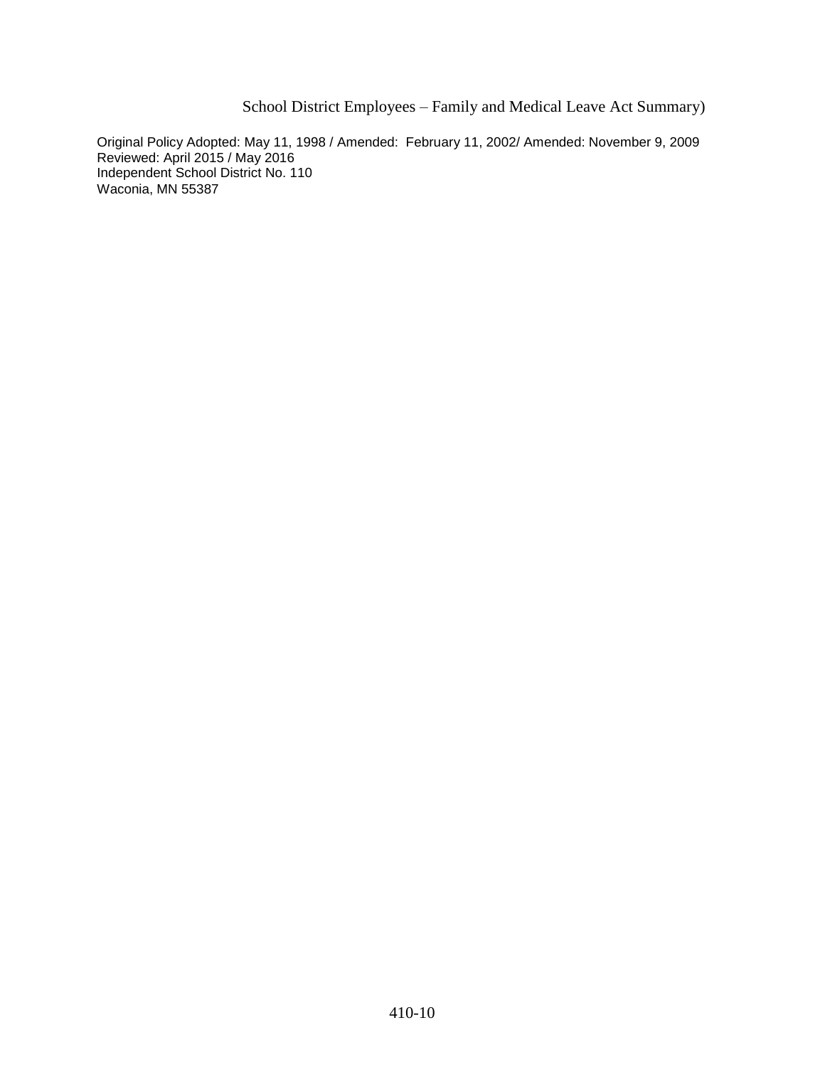School District Employees – Family and Medical Leave Act Summary)

Original Policy Adopted: May 11, 1998 / Amended: February 11, 2002/ Amended: November 9, 2009
Reviewed: April 2015 / May 2016
Independent School District No. 110
Waconia, MN 55387